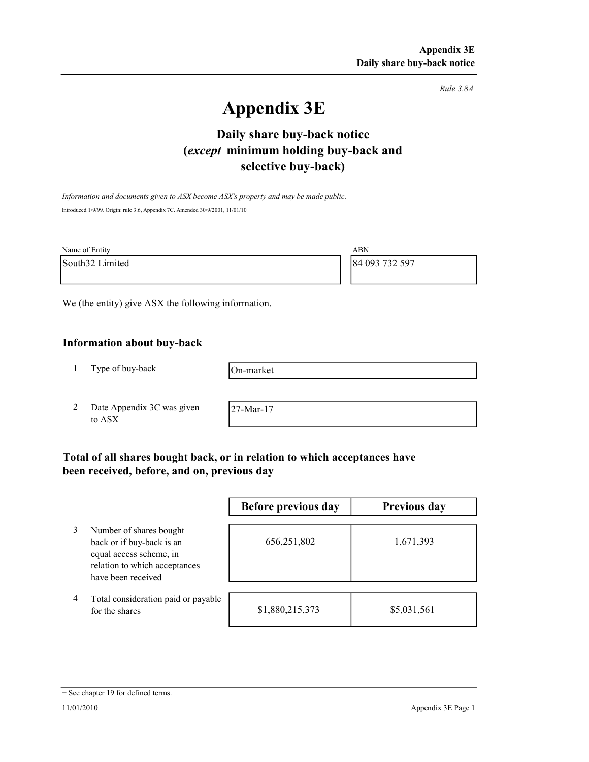Rule 3.8A

# Appendix 3E

## Daily share buy-back notice (*except* minimum holding buy-back and selective buy-back)

*Information and documents given to ASX become ASX's property and may be made public.*

Introduced 1/9/99. Origin: rule 3.6, Appendix 7C. Amended 30/9/2001, 11/01/10

| Name of Entity | ABN |
|---|---|
| South32 Limited | 84 093 732 597 |

We (the entity) give ASX the following information.

### Information about buy-back

| | | |
|---|---|---|
| 1 | Type of buy-back | On-market |
| 2 | Date Appendix 3C was given to ASX | 27-Mar-17 |

### Total of all shares bought back, or in relation to which acceptances have been received, before, and on, previous day

| | | Before previous day | Previous day |
|---|---|---|---|
| 3 | Number of shares bought back or if buy-back is an equal access scheme, in relation to which acceptances have been received | 656,251,802 | 1,671,393 |
| 4 | Total consideration paid or payable for the shares | $1,880,215,373 | $5,031,561 |

+ See chapter 19 for defined terms.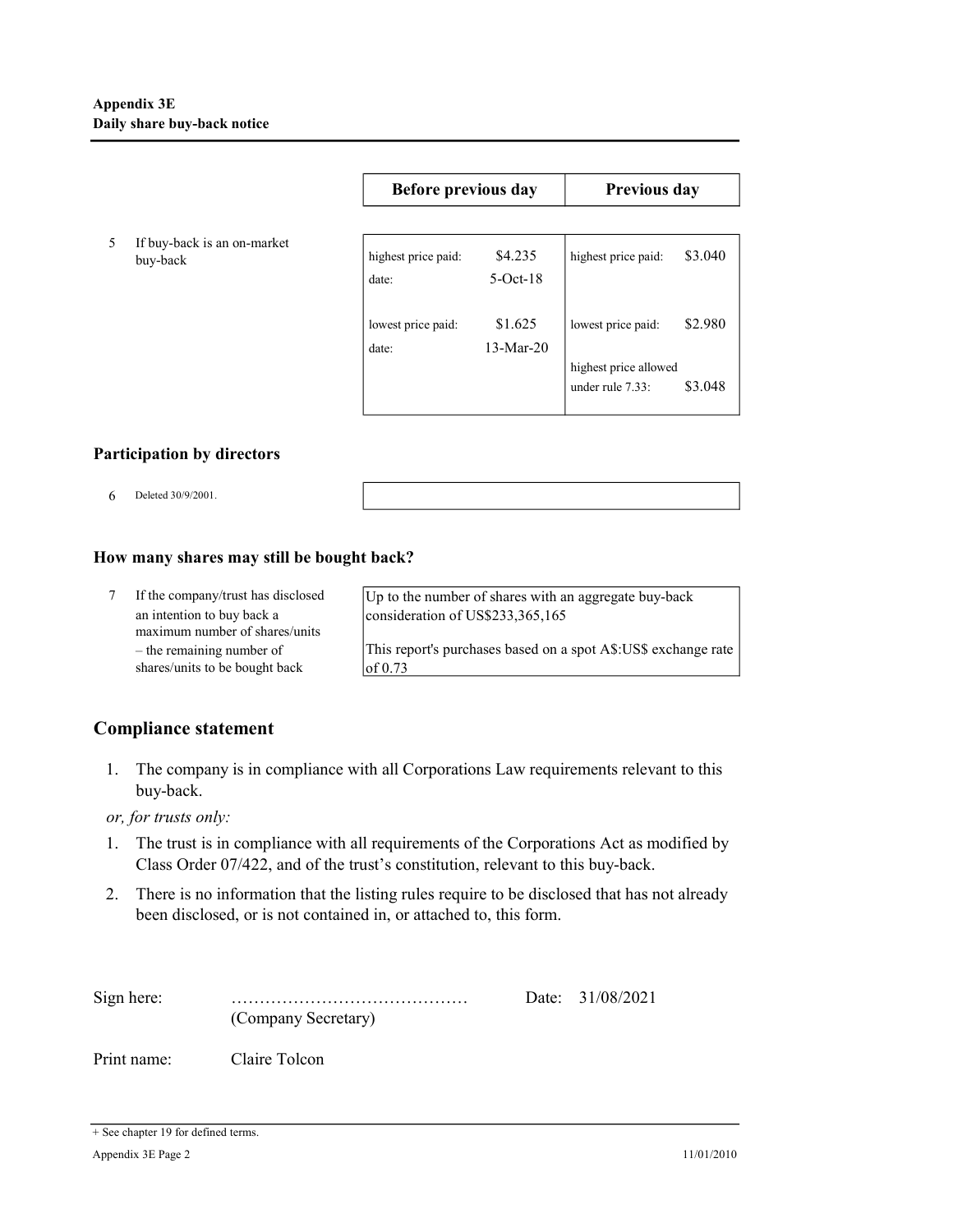**Appendix 3E**
**Daily share buy-back notice**

| | Before previous day | | Previous day | |
|---|---|---|---|---|
| 5 If buy-back is an on-market buy-back | highest price paid: | $4.235 | highest price paid: | $3.040 |
| | date: | 5-Oct-18 | | |
| | lowest price paid: | $1.625 | lowest price paid: | $2.980 |
| | date: | 13-Mar-20 | | |
| | | | highest price allowed under rule 7.33: | $3.048 |

## Participation by directors

| | |
|---|---|
| 6 Deleted 30/9/2001. | |

## How many shares may still be bought back?

| | |
|---|---|
| 7 If the company/trust has disclosed an intention to buy back a maximum number of shares/units – the remaining number of shares/units to be bought back | Up to the number of shares with an aggregate buy-back consideration of US$233,365,165<br><br>This report's purchases based on a spot A$:US$ exchange rate of 0.73 |

## Compliance statement

1. The company is in compliance with all Corporations Law requirements relevant to this buy-back.

*or, for trusts only:*

1. The trust is in compliance with all requirements of the Corporations Act as modified by Class Order 07/422, and of the trust's constitution, relevant to this buy-back.
2. There is no information that the listing rules require to be disclosed that has not already been disclosed, or is not contained in, or attached to, this form.

Sign here: …………………………………… Date: 31/08/2021
(Company Secretary)

Print name: Claire Tolcon

+ See chapter 19 for defined terms.